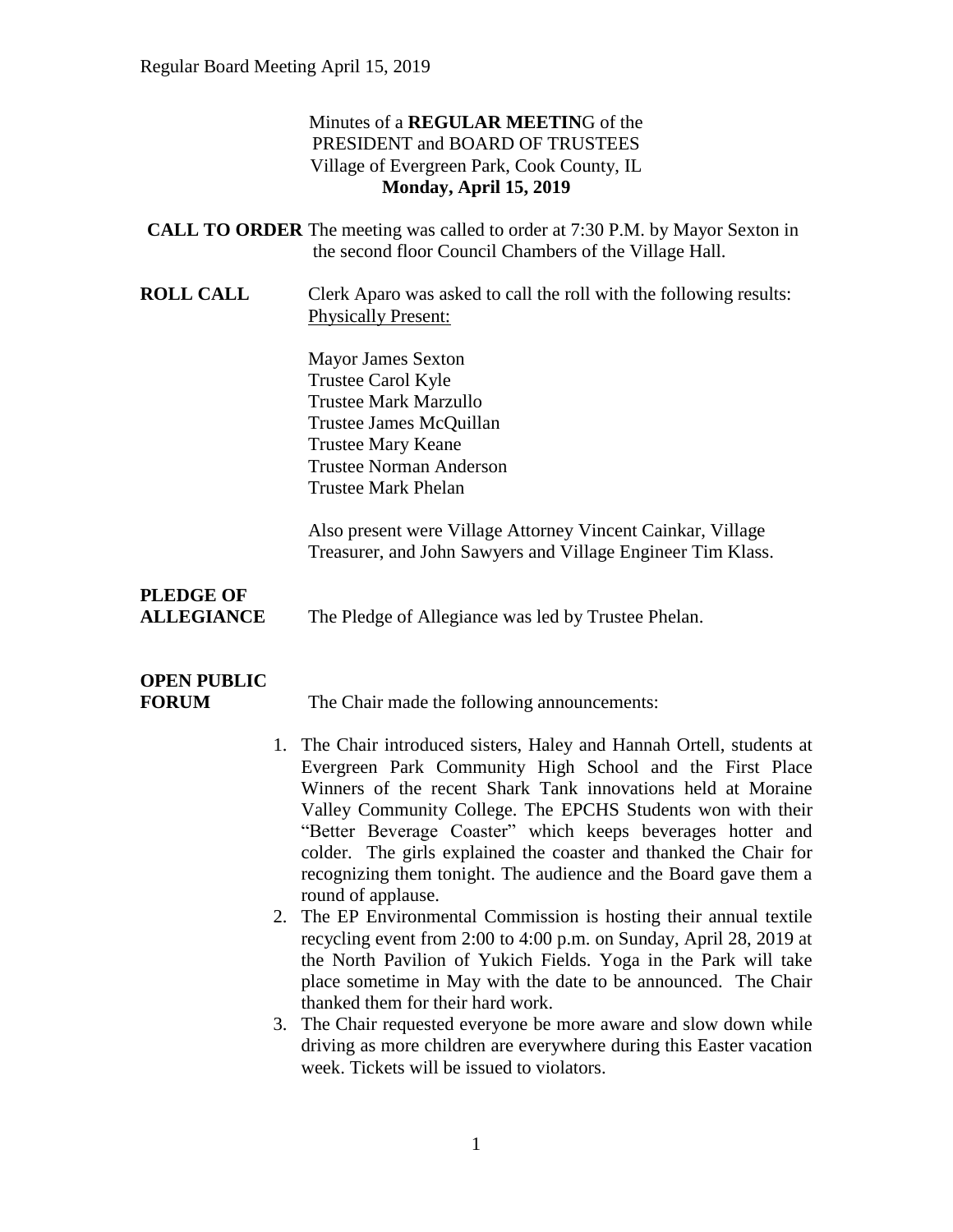Minutes of a **REGULAR MEETIN**G of the
PRESIDENT and BOARD OF TRUSTEES
Village of Evergreen Park, Cook County, IL
**Monday, April 15, 2019**

**CALL TO ORDER** The meeting was called to order at 7:30 P.M. by Mayor Sexton in the second floor Council Chambers of the Village Hall.

**ROLL CALL** Clerk Aparo was asked to call the roll with the following results:
Physically Present:

Mayor James Sexton
Trustee Carol Kyle
Trustee Mark Marzullo
Trustee James McQuillan
Trustee Mary Keane
Trustee Norman Anderson
Trustee Mark Phelan

Also present were Village Attorney Vincent Cainkar, Village Treasurer, and John Sawyers and Village Engineer Tim Klass.

**PLEDGE OF ALLEGIANCE** The Pledge of Allegiance was led by Trustee Phelan.

**OPEN PUBLIC FORUM** The Chair made the following announcements:

1. The Chair introduced sisters, Haley and Hannah Ortell, students at Evergreen Park Community High School and the First Place Winners of the recent Shark Tank innovations held at Moraine Valley Community College. The EPCHS Students won with their "Better Beverage Coaster" which keeps beverages hotter and colder. The girls explained the coaster and thanked the Chair for recognizing them tonight. The audience and the Board gave them a round of applause.
2. The EP Environmental Commission is hosting their annual textile recycling event from 2:00 to 4:00 p.m. on Sunday, April 28, 2019 at the North Pavilion of Yukich Fields. Yoga in the Park will take place sometime in May with the date to be announced. The Chair thanked them for their hard work.
3. The Chair requested everyone be more aware and slow down while driving as more children are everywhere during this Easter vacation week. Tickets will be issued to violators.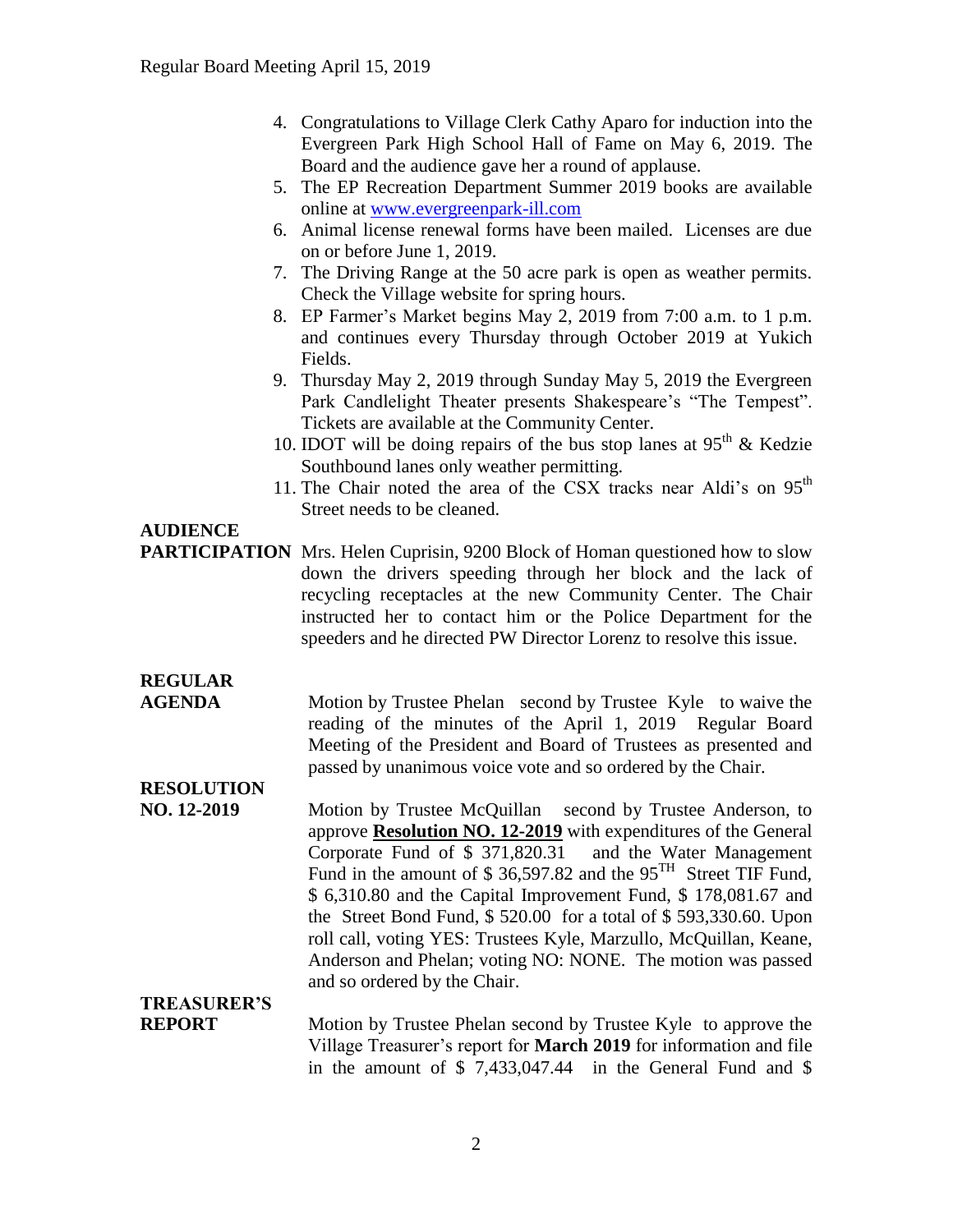4. Congratulations to Village Clerk Cathy Aparo for induction into the Evergreen Park High School Hall of Fame on May 6, 2019. The Board and the audience gave her a round of applause.
5. The EP Recreation Department Summer 2019 books are available online at www.evergreenpark-ill.com
6. Animal license renewal forms have been mailed. Licenses are due on or before June 1, 2019.
7. The Driving Range at the 50 acre park is open as weather permits. Check the Village website for spring hours.
8. EP Farmer's Market begins May 2, 2019 from 7:00 a.m. to 1 p.m. and continues every Thursday through October 2019 at Yukich Fields.
9. Thursday May 2, 2019 through Sunday May 5, 2019 the Evergreen Park Candlelight Theater presents Shakespeare's "The Tempest". Tickets are available at the Community Center.
10. IDOT will be doing repairs of the bus stop lanes at 95th & Kedzie Southbound lanes only weather permitting.
11. The Chair noted the area of the CSX tracks near Aldi's on 95th Street needs to be cleaned.

**AUDIENCE PARTICIPATION** Mrs. Helen Cuprisin, 9200 Block of Homan questioned how to slow down the drivers speeding through her block and the lack of recycling receptacles at the new Community Center. The Chair instructed her to contact him or the Police Department for the speeders and he directed PW Director Lorenz to resolve this issue.

**REGULAR AGENDA** Motion by Trustee Phelan second by Trustee Kyle to waive the reading of the minutes of the April 1, 2019 Regular Board Meeting of the President and Board of Trustees as presented and passed by unanimous voice vote and so ordered by the Chair.

**RESOLUTION NO. 12-2019** Motion by Trustee McQuillan second by Trustee Anderson, to approve **Resolution NO. 12-2019** with expenditures of the General Corporate Fund of $ 371,820.31 and the Water Management Fund in the amount of $ 36,597.82 and the 95TH Street TIF Fund, $ 6,310.80 and the Capital Improvement Fund, $ 178,081.67 and the Street Bond Fund, $ 520.00 for a total of $ 593,330.60. Upon roll call, voting YES: Trustees Kyle, Marzullo, McQuillan, Keane, Anderson and Phelan; voting NO: NONE. The motion was passed and so ordered by the Chair.

**TREASURER'S REPORT** Motion by Trustee Phelan second by Trustee Kyle to approve the Village Treasurer's report for **March 2019** for information and file in the amount of $ 7,433,047.44 in the General Fund and $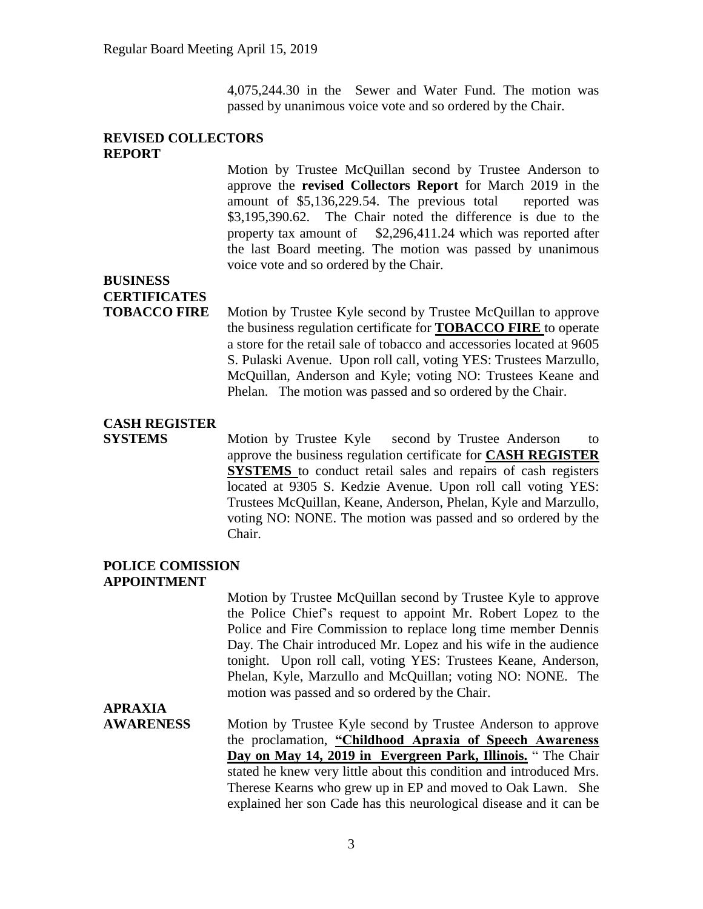4,075,244.30 in the Sewer and Water Fund. The motion was passed by unanimous voice vote and so ordered by the Chair.

**REVISED COLLECTORS REPORT**

Motion by Trustee McQuillan second by Trustee Anderson to approve the **revised Collectors Report** for March 2019 in the amount of $5,136,229.54. The previous total reported was $3,195,390.62. The Chair noted the difference is due to the property tax amount of $2,296,411.24 which was reported after the last Board meeting. The motion was passed by unanimous voice vote and so ordered by the Chair.

**BUSINESS CERTIFICATES**

**TOBACCO FIRE**

Motion by Trustee Kyle second by Trustee McQuillan to approve the business regulation certificate for **TOBACCO FIRE** to operate a store for the retail sale of tobacco and accessories located at 9605 S. Pulaski Avenue. Upon roll call, voting YES: Trustees Marzullo, McQuillan, Anderson and Kyle; voting NO: Trustees Keane and Phelan. The motion was passed and so ordered by the Chair.

**CASH REGISTER SYSTEMS**

Motion by Trustee Kyle second by Trustee Anderson to approve the business regulation certificate for **CASH REGISTER SYSTEMS** to conduct retail sales and repairs of cash registers located at 9305 S. Kedzie Avenue. Upon roll call voting YES: Trustees McQuillan, Keane, Anderson, Phelan, Kyle and Marzullo, voting NO: NONE. The motion was passed and so ordered by the Chair.

**POLICE COMISSION APPOINTMENT**

Motion by Trustee McQuillan second by Trustee Kyle to approve the Police Chief's request to appoint Mr. Robert Lopez to the Police and Fire Commission to replace long time member Dennis Day. The Chair introduced Mr. Lopez and his wife in the audience tonight. Upon roll call, voting YES: Trustees Keane, Anderson, Phelan, Kyle, Marzullo and McQuillan; voting NO: NONE. The motion was passed and so ordered by the Chair.

**APRAXIA AWARENESS**

Motion by Trustee Kyle second by Trustee Anderson to approve the proclamation, **"Childhood Apraxia of Speech Awareness Day on May 14, 2019 in Evergreen Park, Illinois.** " The Chair stated he knew very little about this condition and introduced Mrs. Therese Kearns who grew up in EP and moved to Oak Lawn. She explained her son Cade has this neurological disease and it can be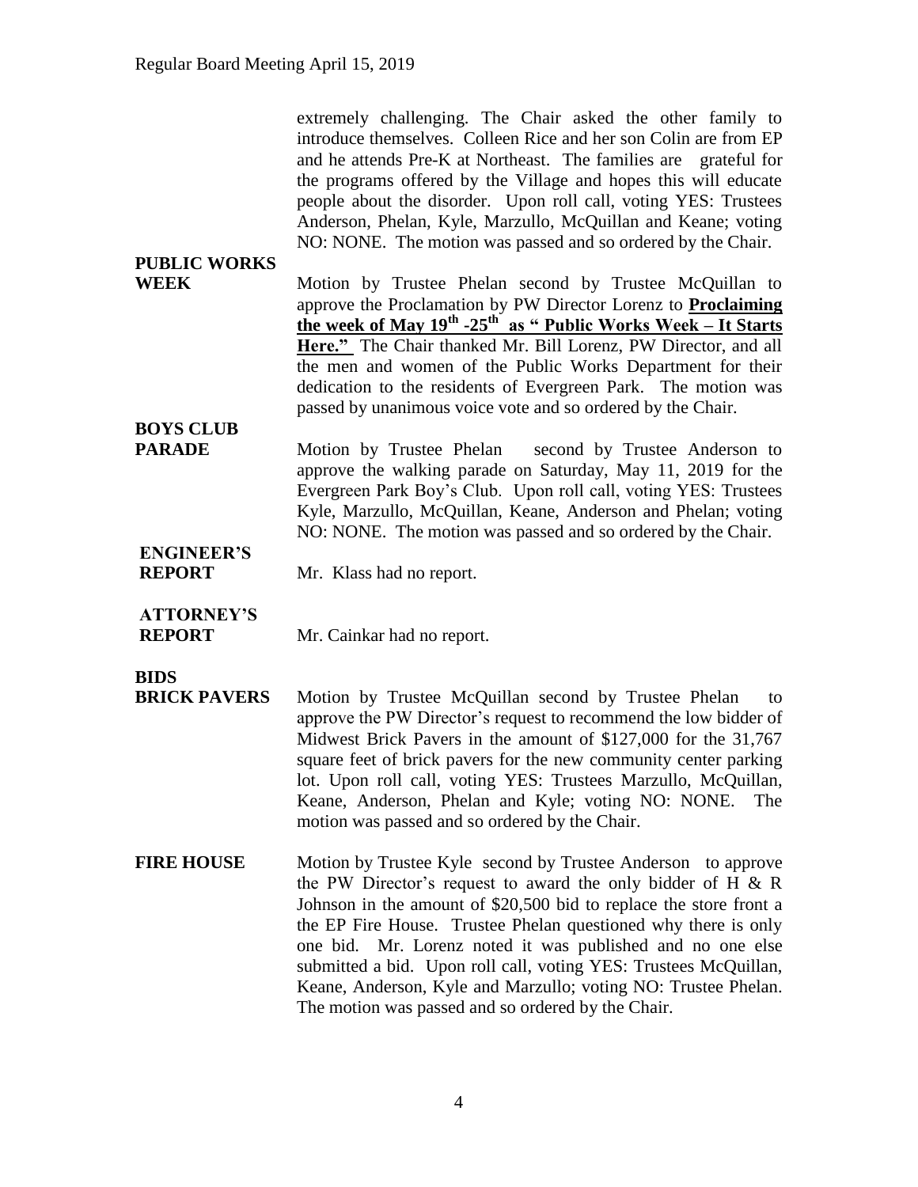extremely challenging. The Chair asked the other family to introduce themselves. Colleen Rice and her son Colin are from EP and he attends Pre-K at Northeast. The families are grateful for the programs offered by the Village and hopes this will educate people about the disorder. Upon roll call, voting YES: Trustees Anderson, Phelan, Kyle, Marzullo, McQuillan and Keane; voting NO: NONE. The motion was passed and so ordered by the Chair.

**PUBLIC WORKS WEEK**

Motion by Trustee Phelan second by Trustee McQuillan to approve the Proclamation by PW Director Lorenz to **Proclaiming the week of May 19th -25th as " Public Works Week – It Starts Here."** The Chair thanked Mr. Bill Lorenz, PW Director, and all the men and women of the Public Works Department for their dedication to the residents of Evergreen Park. The motion was passed by unanimous voice vote and so ordered by the Chair.

**BOYS CLUB PARADE**

Motion by Trustee Phelan second by Trustee Anderson to approve the walking parade on Saturday, May 11, 2019 for the Evergreen Park Boy's Club. Upon roll call, voting YES: Trustees Kyle, Marzullo, McQuillan, Keane, Anderson and Phelan; voting NO: NONE. The motion was passed and so ordered by the Chair.

**ENGINEER'S REPORT**

Mr. Klass had no report.

**ATTORNEY'S REPORT**

Mr. Cainkar had no report.

**BIDS**

**BRICK PAVERS**

Motion by Trustee McQuillan second by Trustee Phelan to approve the PW Director's request to recommend the low bidder of Midwest Brick Pavers in the amount of $127,000 for the 31,767 square feet of brick pavers for the new community center parking lot. Upon roll call, voting YES: Trustees Marzullo, McQuillan, Keane, Anderson, Phelan and Kyle; voting NO: NONE. The motion was passed and so ordered by the Chair.

**FIRE HOUSE**

Motion by Trustee Kyle second by Trustee Anderson to approve the PW Director's request to award the only bidder of H & R Johnson in the amount of $20,500 bid to replace the store front a the EP Fire House. Trustee Phelan questioned why there is only one bid. Mr. Lorenz noted it was published and no one else submitted a bid. Upon roll call, voting YES: Trustees McQuillan, Keane, Anderson, Kyle and Marzullo; voting NO: Trustee Phelan. The motion was passed and so ordered by the Chair.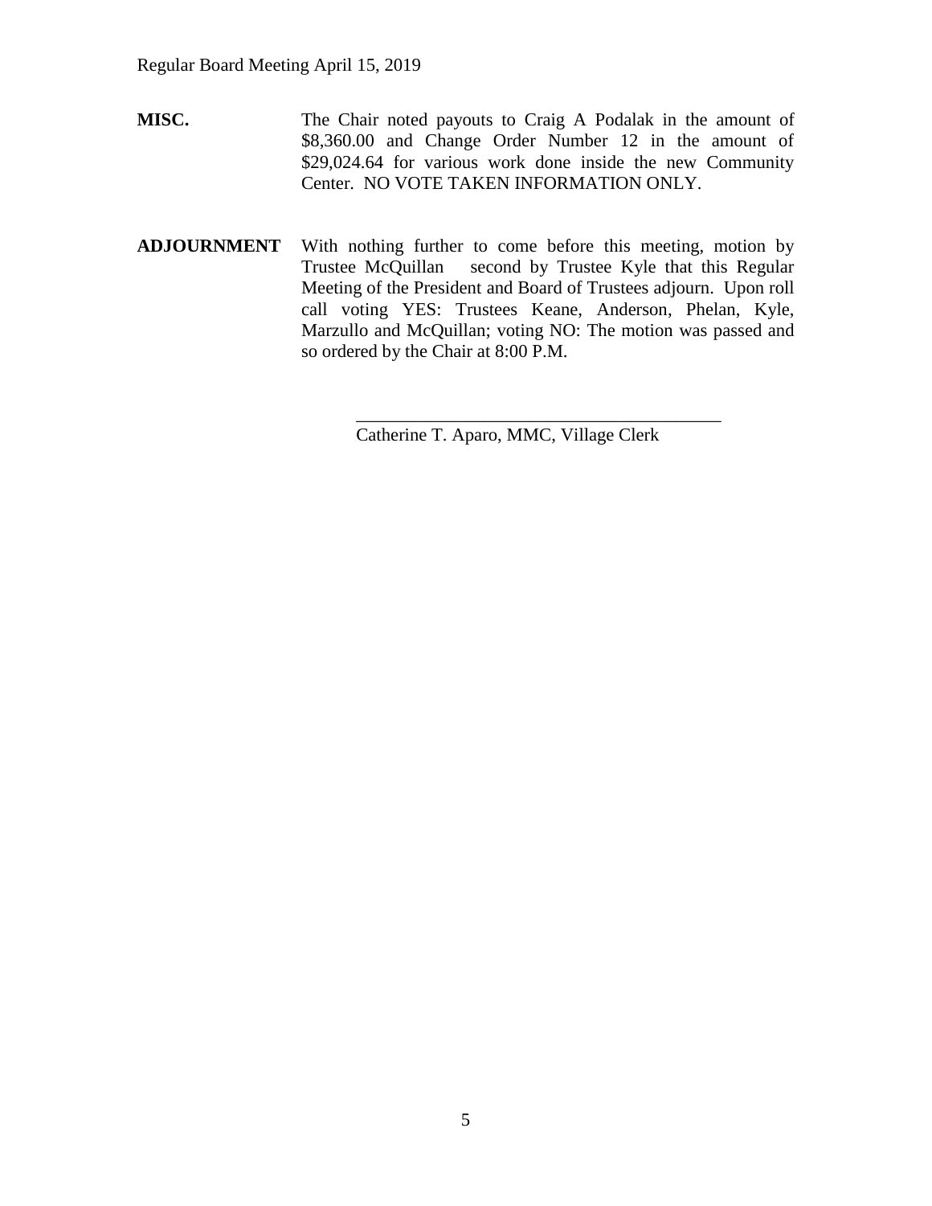**MISC.** The Chair noted payouts to Craig A Podalak in the amount of $8,360.00 and Change Order Number 12 in the amount of $29,024.64 for various work done inside the new Community Center. NO VOTE TAKEN INFORMATION ONLY.

**ADJOURNMENT** With nothing further to come before this meeting, motion by Trustee McQuillan second by Trustee Kyle that this Regular Meeting of the President and Board of Trustees adjourn. Upon roll call voting YES: Trustees Keane, Anderson, Phelan, Kyle, Marzullo and McQuillan; voting NO: The motion was passed and so ordered by the Chair at 8:00 P.M.

\_\_\_\_\_\_\_\_\_\_\_\_\_\_\_\_\_\_\_\_\_\_\_\_\_\_\_\_\_\_\_\_\_\_\_\_\_\_\_\_

Catherine T. Aparo, MMC, Village Clerk